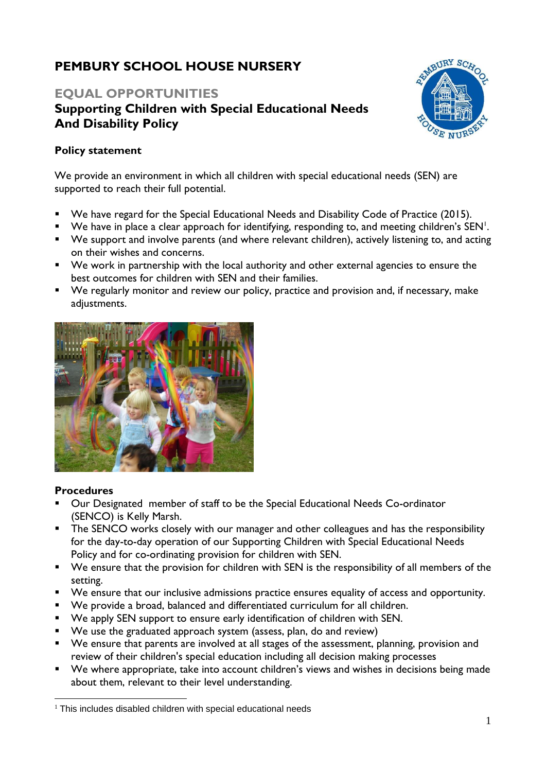# PEMBURY SCHOOL HOUSE NURSERY

## EQUAL OPPORTUNITIES

## Supporting Children with Special Educational Needs And Disability Policy

### Policy statement

We provide an environment in which all children with special educational needs (SEN) are supported to reach their full potential.

- We have regard for the Special Educational Needs and Disability Code of Practice (2015).
- We have in place a clear approach for identifying, responding to, and meeting children's SEN[1].
- We support and involve parents (and where relevant children), actively listening to, and acting on their wishes and concerns.
- We work in partnership with the local authority and other external agencies to ensure the best outcomes for children with SEN and their families.
- We regularly monitor and review our policy, practice and provision and, if necessary, make adjustments.

### Procedures

- Our Designated member of staff to be the Special Educational Needs Co-ordinator (SENCO) is Kelly Marsh.
- The SENCO works closely with our manager and other colleagues and has the responsibility for the day-to-day operation of our Supporting Children with Special Educational Needs Policy and for co-ordinating provision for children with SEN.
- We ensure that the provision for children with SEN is the responsibility of all members of the setting.
- We ensure that our inclusive admissions practice ensures equality of access and opportunity.
- We provide a broad, balanced and differentiated curriculum for all children.
- We apply SEN support to ensure early identification of children with SEN.
- We use the graduated approach system (assess, plan, do and review)
- We ensure that parents are involved at all stages of the assessment, planning, provision and review of their children's special education including all decision making processes
- We where appropriate, take into account children's views and wishes in decisions being made about them, relevant to their level understanding.

[1] This includes disabled children with special educational needs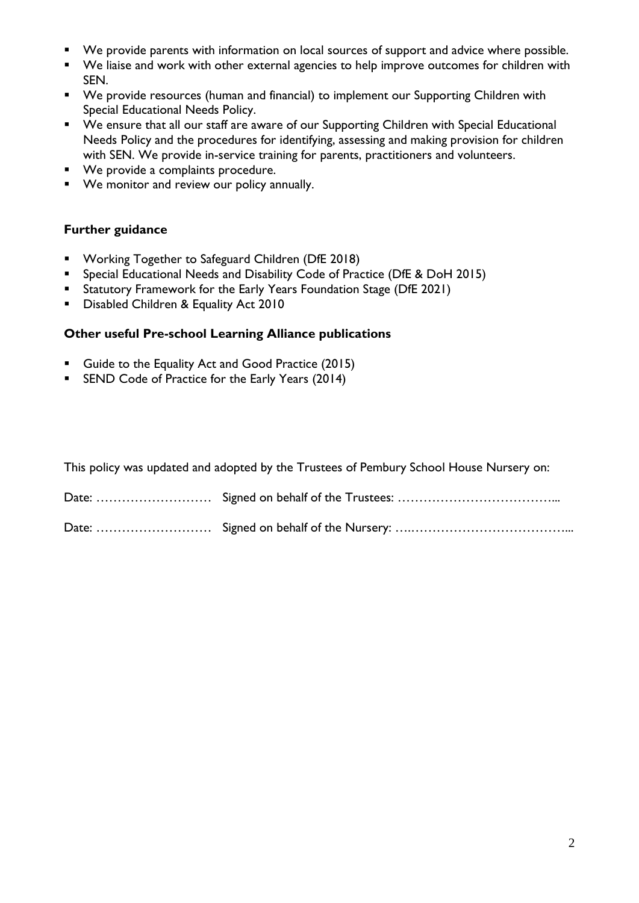- We provide parents with information on local sources of support and advice where possible.
- We liaise and work with other external agencies to help improve outcomes for children with SEN.
- We provide resources (human and financial) to implement our Supporting Children with Special Educational Needs Policy.
- We ensure that all our staff are aware of our Supporting Children with Special Educational Needs Policy and the procedures for identifying, assessing and making provision for children with SEN. We provide in-service training for parents, practitioners and volunteers.
- We provide a complaints procedure.
- We monitor and review our policy annually.

**Further guidance**

- Working Together to Safeguard Children (DfE 2018)
- Special Educational Needs and Disability Code of Practice (DfE & DoH 2015)
- Statutory Framework for the Early Years Foundation Stage (DfE 2021)
- Disabled Children & Equality Act 2010

**Other useful Pre-school Learning Alliance publications**

- Guide to the Equality Act and Good Practice (2015)
- SEND Code of Practice for the Early Years (2014)

This policy was updated and adopted by the Trustees of Pembury School House Nursery on:

Date: ……………………… Signed on behalf of the Trustees: ………………………………...

Date: ……………………… Signed on behalf of the Nursery: ….………………………………...